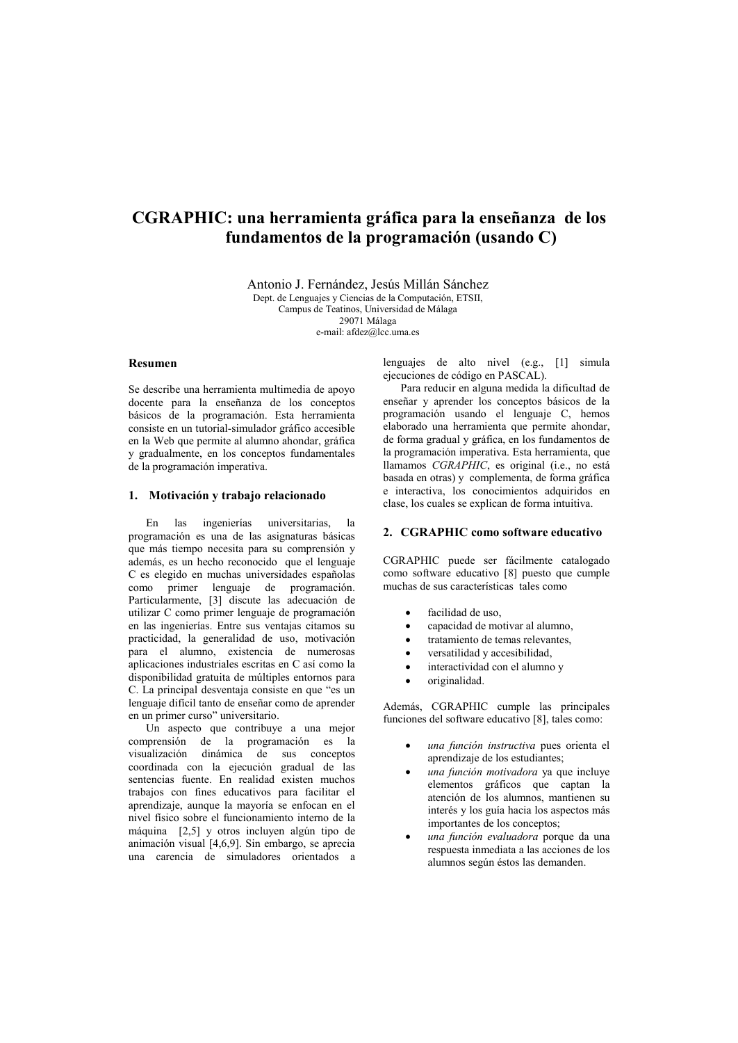# CGRAPHIC: una herramienta gráfica para la enseñanza de los fundamentos de la programación (usando C)

Antonio J. Fernández, Jesús Millán Sánchez
Dept. de Lenguajes y Ciencias de la Computación, ETSII,
Campus de Teatinos, Universidad de Málaga
29071 Málaga
e-mail: afdez@lcc.uma.es

### Resumen

Se describe una herramienta multimedia de apoyo docente para la enseñanza de los conceptos básicos de la programación. Esta herramienta consiste en un tutorial-simulador gráfico accesible en la Web que permite al alumno ahondar, gráfica y gradualmente, en los conceptos fundamentales de la programación imperativa.

## 1. Motivación y trabajo relacionado

En las ingenierías universitarias, la programación es una de las asignaturas básicas que más tiempo necesita para su comprensión y además, es un hecho reconocido que el lenguaje C es elegido en muchas universidades españolas como primer lenguaje de programación. Particularmente, [3] discute las adecuación de utilizar C como primer lenguaje de programación en las ingenierías. Entre sus ventajas citamos su practicidad, la generalidad de uso, motivación para el alumno, existencia de numerosas aplicaciones industriales escritas en C así como la disponibilidad gratuita de múltiples entornos para C. La principal desventaja consiste en que "es un lenguaje difícil tanto de enseñar como de aprender en un primer curso" universitario.

Un aspecto que contribuye a una mejor comprensión de la programación es la visualización dinámica de sus conceptos coordinada con la ejecución gradual de las sentencias fuente. En realidad existen muchos trabajos con fines educativos para facilitar el aprendizaje, aunque la mayoría se enfocan en el nivel físico sobre el funcionamiento interno de la máquina [2,5] y otros incluyen algún tipo de animación visual [4,6,9]. Sin embargo, se aprecia una carencia de simuladores orientados a lenguajes de alto nivel (e.g., [1] simula ejecuciones de código en PASCAL).

Para reducir en alguna medida la dificultad de enseñar y aprender los conceptos básicos de la programación usando el lenguaje C, hemos elaborado una herramienta que permite ahondar, de forma gradual y gráfica, en los fundamentos de la programación imperativa. Esta herramienta, que llamamos *CGRAPHIC*, es original (i.e., no está basada en otras) y complementa, de forma gráfica e interactiva, los conocimientos adquiridos en clase, los cuales se explican de forma intuitiva.

## 2. CGRAPHIC como software educativo

CGRAPHIC puede ser fácilmente catalogado como software educativo [8] puesto que cumple muchas de sus características tales como

- facilidad de uso,
- capacidad de motivar al alumno,
- tratamiento de temas relevantes,
- versatilidad y accesibilidad,
- interactividad con el alumno y
- originalidad.

Además, CGRAPHIC cumple las principales funciones del software educativo [8], tales como:

- *una función instructiva* pues orienta el aprendizaje de los estudiantes;
- *una función motivadora* ya que incluye elementos gráficos que captan la atención de los alumnos, mantienen su interés y los guía hacia los aspectos más importantes de los conceptos;
- *una función evaluadora* porque da una respuesta inmediata a las acciones de los alumnos según éstos las demanden.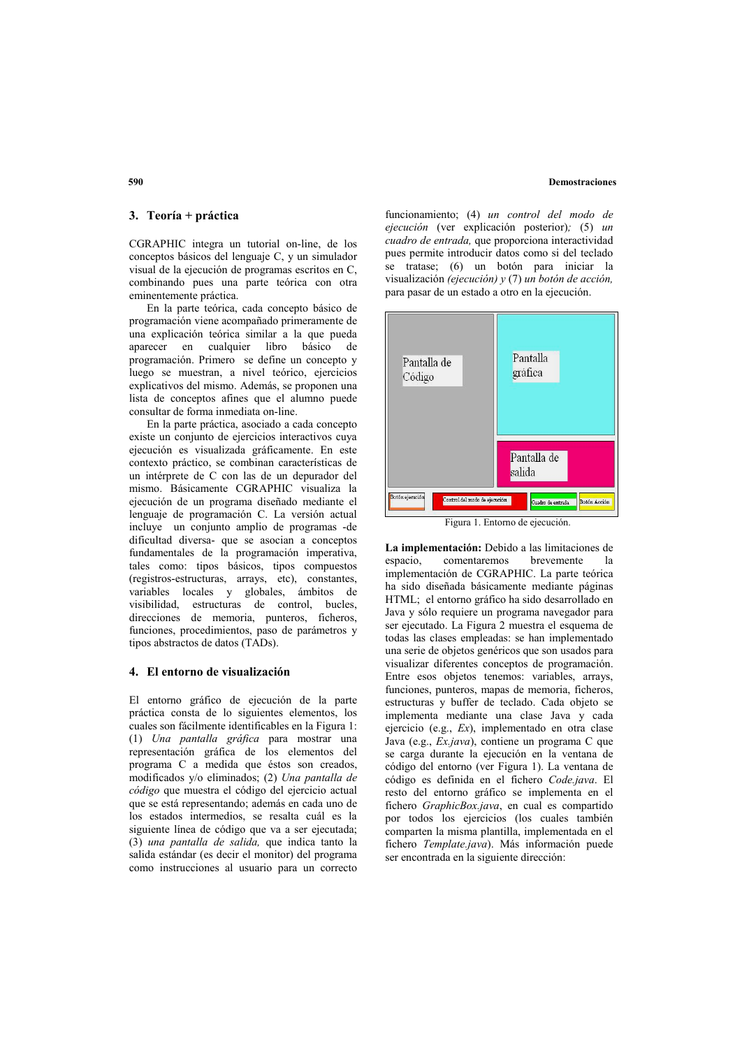## 3. Teoría + práctica

CGRAPHIC integra un tutorial on-line, de los conceptos básicos del lenguaje C, y un simulador visual de la ejecución de programas escritos en C, combinando pues una parte teórica con otra eminentemente práctica.

En la parte teórica, cada concepto básico de programación viene acompañado primeramente de una explicación teórica similar a la que pueda aparecer en cualquier libro básico de programación. Primero se define un concepto y luego se muestran, a nivel teórico, ejercicios explicativos del mismo. Además, se proponen una lista de conceptos afines que el alumno puede consultar de forma inmediata on-line.

En la parte práctica, asociado a cada concepto existe un conjunto de ejercicios interactivos cuya ejecución es visualizada gráficamente. En este contexto práctico, se combinan características de un intérprete de C con las de un depurador del mismo. Básicamente CGRAPHIC visualiza la ejecución de un programa diseñado mediante el lenguaje de programación C. La versión actual incluye un conjunto amplio de programas -de dificultad diversa- que se asocian a conceptos fundamentales de la programación imperativa, tales como: tipos básicos, tipos compuestos (registros-estructuras, arrays, etc), constantes, variables locales y globales, ámbitos de visibilidad, estructuras de control, bucles, direcciones de memoria, punteros, ficheros, funciones, procedimientos, paso de parámetros y tipos abstractos de datos (TADs).

## 4. El entorno de visualización

El entorno gráfico de ejecución de la parte práctica consta de lo siguientes elementos, los cuales son fácilmente identificables en la Figura 1: (1) *Una pantalla gráfica* para mostrar una representación gráfica de los elementos del programa C a medida que éstos son creados, modificados y/o eliminados; (2) *Una pantalla de código* que muestra el código del ejercicio actual que se está representando; además en cada uno de los estados intermedios, se resalta cuál es la siguiente línea de código que va a ser ejecutada; (3) *una pantalla de salida,* que indica tanto la salida estándar (es decir el monitor) del programa como instrucciones al usuario para un correcto funcionamiento; (4) *un control del modo de ejecución* (ver explicación posterior)*;* (5) *un cuadro de entrada,* que proporciona interactividad pues permite introducir datos como si del teclado se tratase; (6) un botón para iniciar la visualización *(ejecución) y* (7) *un botón de acción,* para pasar de un estado a otro en la ejecución.

Pantalla de Código | Pantalla gráfica | Pantalla de salida | Botón ejecución | Control del modo de ejecución | Cuadro de entrada | Botón Acción

Figura 1. Entorno de ejecución.

**La implementación:** Debido a las limitaciones de espacio, comentaremos brevemente la implementación de CGRAPHIC. La parte teórica ha sido diseñada básicamente mediante páginas HTML; el entorno gráfico ha sido desarrollado en Java y sólo requiere un programa navegador para ser ejecutado. La Figura 2 muestra el esquema de todas las clases empleadas: se han implementado una serie de objetos genéricos que son usados para visualizar diferentes conceptos de programación. Entre esos objetos tenemos: variables, arrays, funciones, punteros, mapas de memoria, ficheros, estructuras y buffer de teclado. Cada objeto se implementa mediante una clase Java y cada ejercicio (e.g., *Ex*), implementado en otra clase Java (e.g., *Ex.java*), contiene un programa C que se carga durante la ejecución en la ventana de código del entorno (ver Figura 1). La ventana de código es definida en el fichero *Code.java*. El resto del entorno gráfico se implementa en el fichero *GraphicBox.java*, en cual es compartido por todos los ejercicios (los cuales también comparten la misma plantilla, implementada en el fichero *Template.java*). Más información puede ser encontrada en la siguiente dirección: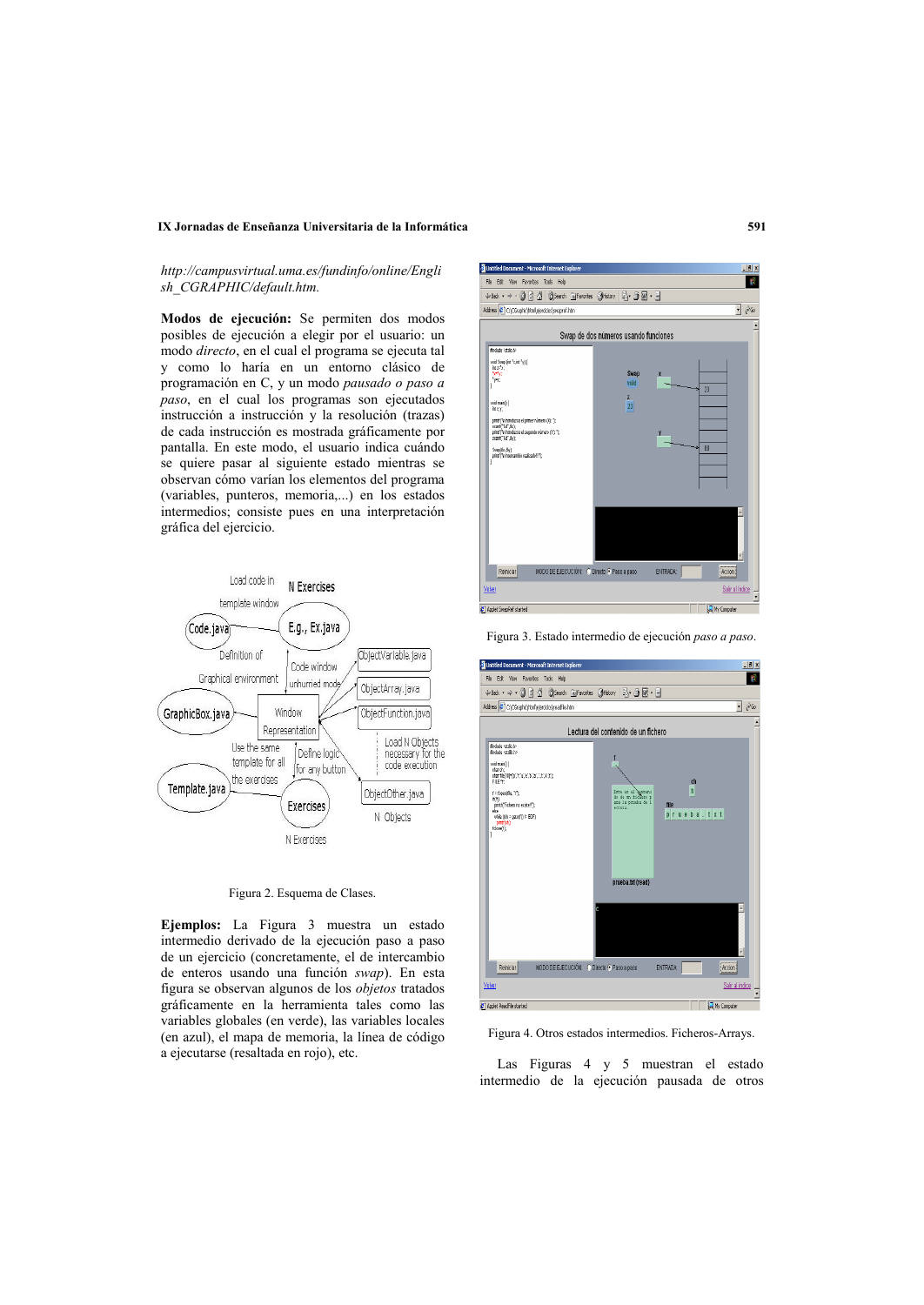*http://campusvirtual.uma.es/fundinfo/online/English_CGRAPHIC/default.htm.*

**Modos de ejecución:** Se permiten dos modos posibles de ejecución a elegir por el usuario: un modo *directo*, en el cual el programa se ejecuta tal y como lo haría en un entorno clásico de programación en C, y un modo *pausado o paso a paso*, en el cual los programas son ejecutados instrucción a instrucción y la resolución (trazas) de cada instrucción es mostrada gráficamente por pantalla. En este modo, el usuario indica cuándo se quiere pasar al siguiente estado mientras se observan cómo varían los elementos del programa (variables, punteros, memoria,...) en los estados intermedios; consiste pues en una interpretación gráfica del ejercicio.

Figura 2. Esquema de Clases.

**Ejemplos:** La Figura 3 muestra un estado intermedio derivado de la ejecución paso a paso de un ejercicio (concretamente, el de intercambio de enteros usando una función *swap*). En esta figura se observan algunos de los *objetos* tratados gráficamente en la herramienta tales como las variables globales (en verde), las variables locales (en azul), el mapa de memoria, la línea de código a ejecutarse (resaltada en rojo), etc.

Figura 3. Estado intermedio de ejecución *paso a paso*.

Figura 4. Otros estados intermedios. Ficheros-Arrays.

Las Figuras 4 y 5 muestran el estado intermedio de la ejecución pausada de otros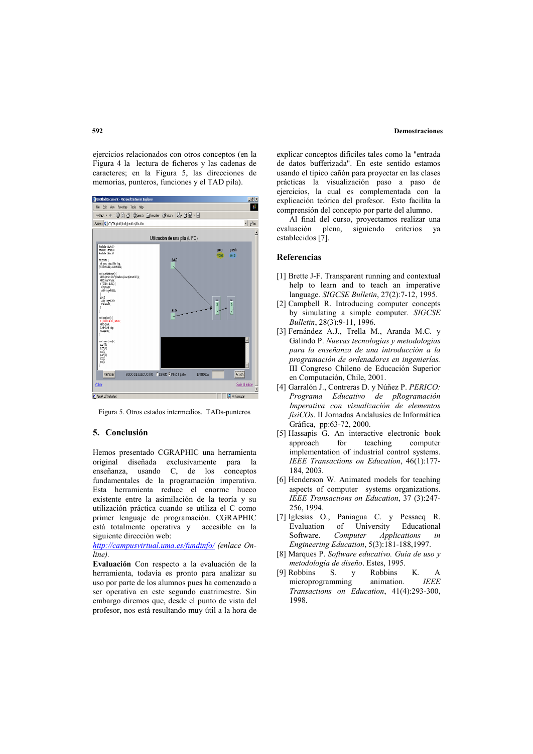ejercicios relacionados con otros conceptos (en la Figura 4 la lectura de ficheros y las cadenas de caracteres; en la Figura 5, las direcciones de memorias, punteros, funciones y el TAD pila).

Figura 5. Otros estados intermedios. TADs-punteros

## 5. Conclusión

Hemos presentado CGRAPHIC una herramienta original diseñada exclusivamente para la enseñanza, usando C, de los conceptos fundamentales de la programación imperativa. Esta herramienta reduce el enorme hueco existente entre la asimilación de la teoría y su utilización práctica cuando se utiliza el C como primer lenguaje de programación. CGRAPHIC está totalmente operativa y accesible en la siguiente dirección web: [http://campusvirtual.uma.es/fundinfo/](http://campusvirtual.uma.es/fundinfo/) *(enlace On-line).*

**Evaluación** Con respecto a la evaluación de la herramienta, todavía es pronto para analizar su uso por parte de los alumnos pues ha comenzado a ser operativa en este segundo cuatrimestre. Sin embargo diremos que, desde el punto de vista del profesor, nos está resultando muy útil a la hora de explicar conceptos difíciles tales como la "entrada de datos bufferizada". En este sentido estamos usando el típico cañón para proyectar en las clases prácticas la visualización paso a paso de ejercicios, la cual es complementada con la explicación teórica del profesor. Esto facilita la comprensión del concepto por parte del alumno.

Al final del curso, proyectamos realizar una evaluación plena, siguiendo criterios ya establecidos [7].

## Referencias

[1] Brette J-F. Transparent running and contextual help to learn and to teach an imperative language. *SIGCSE Bulletin*, 27(2):7-12, 1995.

[2] Campbell R. Introducing computer concepts by simulating a simple computer. *SIGCSE Bulletin*, 28(3):9-11, 1996.

[3] Fernández A.J., Trella M., Aranda M.C. y Galindo P. *Nuevas tecnologías y metodologías para la enseñanza de una introducción a la programación de ordenadores en ingenierías.* III Congreso Chileno de Educación Superior en Computación, Chile, 2001.

[4] Garralón J., Contreras D. y Núñez P. *PERICO: Programa Educativo de pRogramación Imperativa con visualización de elementos fisiCOs*. II Jornadas Andalusíes de Informática Gráfica, pp:63-72, 2000.

[5] Hassapis G. An interactive electronic book approach for teaching computer implementation of industrial control systems. *IEEE Transactions on Education*, 46(1):177-184, 2003.

[6] Henderson W. Animated models for teaching aspects of computer systems organizations. *IEEE Transactions on Education*, 37 (3):247-256, 1994.

[7] Iglesias O., Paniagua C. y Pessacq R. Evaluation of University Educational Software. *Computer Applications in Engineering Education*, 5(3):181-188,1997.

[8] Marques P. *Software educativo. Guía de uso y metodología de diseño*. Estes, 1995.

[9] Robbins S. y Robbins K. A microprogramming animation. *IEEE Transactions on Education*, 41(4):293-300, 1998.